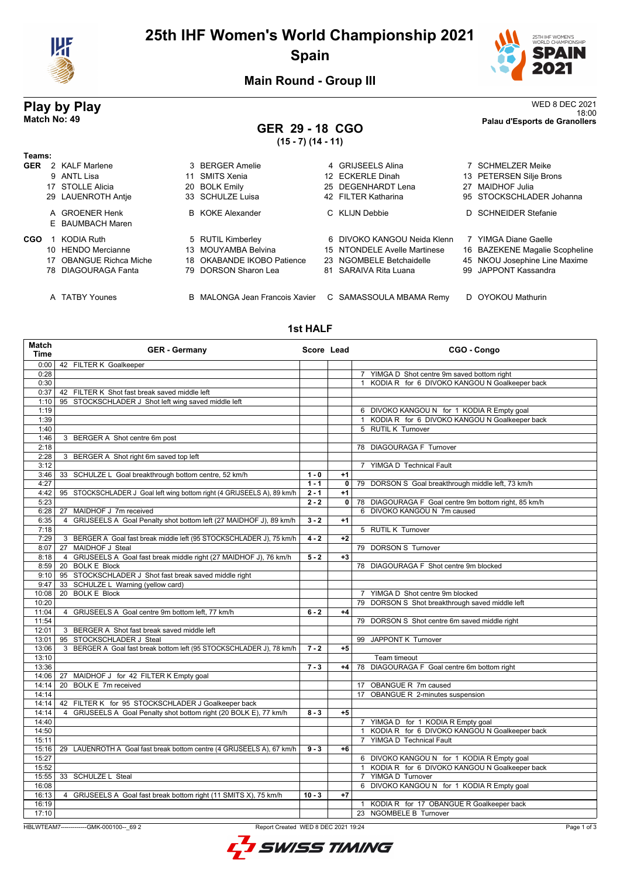# 25th IHF Women's World Championship 2021

## Spain

### Main Round - Group III

**Play by Play**
**Match No: 49**

WED 8 DEC 2021
18:00
**Palau d'Esports de Granollers**

## GER 29 - 18 CGO

**(15 - 7) (14 - 11)**

**Teams:**

**GER**
2 KALF Marlene, 3 BERGER Amelie, 4 GRIJSEELS Alina, 7 SCHMELZER Meike
9 ANTL Lisa, 11 SMITS Xenia, 12 ECKERLE Dinah, 13 PETERSEN Silje Brons
17 STOLLE Alicia, 20 BOLK Emily, 25 DEGENHARDT Lena, 27 MAIDHOF Julia
29 LAUENROTH Antje, 33 SCHULZE Luisa, 42 FILTER Katharina, 95 STOCKSCHLADER Johanna

A GROENER Henk, B KOKE Alexander, C KLIJN Debbie, D SCHNEIDER Stefanie
E BAUMBACH Maren

**CGO**
1 KODIA Ruth, 5 RUTIL Kimberley, 6 DIVOKO KANGOU Neida Klenn, 7 YIMGA Diane Gaelle
10 HENDO Mercianne, 13 MOUYAMBA Belvina, 15 NTONDELE Avelle Martinese, 16 BAZEKENE Magalie Scopheline
17 OBANGUE Richca Miche, 18 OKABANDE IKOBO Patience, 23 NGOMBELE Betchaidelle, 45 NKOU Josephine Line Maxime
78 DIAGOURAGA Fanta, 79 DORSON Sharon Lea, 81 SARAIVA Rita Luana, 99 JAPPONT Kassandra

A TATBY Younes, B MALONGA Jean Francois Xavier, C SAMASSOULA MBAMA Remy, D OYOKOU Mathurin

### 1st HALF

| Match Time | GER - Germany | Score | Lead | CGO - Congo |
|---|---|---|---|---|
| 0:00 | 42 FILTER K Goalkeeper | | | |
| 0:28 | | | | 7 YIMGA D Shot centre 9m saved bottom right |
| 0:30 | | | | 1 KODIA R for 6 DIVOKO KANGOU N Goalkeeper back |
| 0:37 | 42 FILTER K Shot fast break saved middle left | | | |
| 1:10 | 95 STOCKSCHLADER J Shot left wing saved middle left | | | |
| 1:19 | | | | 6 DIVOKO KANGOU N for 1 KODIA R Empty goal |
| 1:39 | | | | 1 KODIA R for 6 DIVOKO KANGOU N Goalkeeper back |
| 1:40 | | | | 5 RUTIL K Turnover |
| 1:46 | 3 BERGER A Shot centre 6m post | | | |
| 2:18 | | | | 78 DIAGOURAGA F Turnover |
| 2:28 | 3 BERGER A Shot right 6m saved top left | | | |
| 3:12 | | | | 7 YIMGA D Technical Fault |
| 3:46 | 33 SCHULZE L Goal breakthrough bottom centre, 52 km/h | 1 - 0 | +1 | |
| 4:27 | | 1 - 1 | 0 | 79 DORSON S Goal breakthrough middle left, 73 km/h |
| 4:42 | 95 STOCKSCHLADER J Goal left wing bottom right (4 GRIJSEELS A), 89 km/h | 2 - 1 | +1 | |
| 5:23 | | 2 - 2 | 0 | 78 DIAGOURAGA F Goal centre 9m bottom right, 85 km/h |
| 6:28 | 27 MAIDHOF J 7m received | | | 6 DIVOKO KANGOU N 7m caused |
| 6:35 | 4 GRIJSEELS A Goal Penalty shot bottom left (27 MAIDHOF J), 89 km/h | 3 - 2 | +1 | |
| 7:18 | | | | 5 RUTIL K Turnover |
| 7:29 | 3 BERGER A Goal fast break middle left (95 STOCKSCHLADER J), 75 km/h | 4 - 2 | +2 | |
| 8:07 | 27 MAIDHOF J Steal | | | 79 DORSON S Turnover |
| 8:18 | 4 GRIJSEELS A Goal fast break middle right (27 MAIDHOF J), 76 km/h | 5 - 2 | +3 | |
| 8:59 | 20 BOLK E Block | | | 78 DIAGOURAGA F Shot centre 9m blocked |
| 9:10 | 95 STOCKSCHLADER J Shot fast break saved middle right | | | |
| 9:47 | 33 SCHULZE L Warning (yellow card) | | | |
| 10:08 | 20 BOLK E Block | | | 7 YIMGA D Shot centre 9m blocked |
| 10:20 | | | | 79 DORSON S Shot breakthrough saved middle left |
| 11:04 | 4 GRIJSEELS A Goal centre 9m bottom left, 77 km/h | 6 - 2 | +4 | |
| 11:54 | | | | 79 DORSON S Shot centre 6m saved middle right |
| 12:01 | 3 BERGER A Shot fast break saved middle left | | | |
| 13:01 | 95 STOCKSCHLADER J Steal | | | 99 JAPPONT K Turnover |
| 13:06 | 3 BERGER A Goal fast break bottom left (95 STOCKSCHLADER J), 78 km/h | 7 - 2 | +5 | |
| 13:10 | | | | Team timeout |
| 13:36 | | 7 - 3 | +4 | 78 DIAGOURAGA F Goal centre 6m bottom right |
| 14:06 | 27 MAIDHOF J for 42 FILTER K Empty goal | | | |
| 14:14 | 20 BOLK E 7m received | | | 17 OBANGUE R 7m caused |
| 14:14 | | | | 17 OBANGUE R 2-minutes suspension |
| 14:14 | 42 FILTER K for 95 STOCKSCHLADER J Goalkeeper back | | | |
| 14:14 | 4 GRIJSEELS A Goal Penalty shot bottom right (20 BOLK E), 77 km/h | 8 - 3 | +5 | |
| 14:40 | | | | 7 YIMGA D for 1 KODIA R Empty goal |
| 14:50 | | | | 1 KODIA R for 6 DIVOKO KANGOU N Goalkeeper back |
| 15:11 | | | | 7 YIMGA D Technical Fault |
| 15:16 | 29 LAUENROTH A Goal fast break bottom centre (4 GRIJSEELS A), 67 km/h | 9 - 3 | +6 | |
| 15:27 | | | | 6 DIVOKO KANGOU N for 1 KODIA R Empty goal |
| 15:52 | | | | 1 KODIA R for 6 DIVOKO KANGOU N Goalkeeper back |
| 15:55 | 33 SCHULZE L Steal | | | 7 YIMGA D Turnover |
| 16:08 | | | | 6 DIVOKO KANGOU N for 1 KODIA R Empty goal |
| 16:13 | 4 GRIJSEELS A Goal fast break bottom right (11 SMITS X), 75 km/h | 10 - 3 | +7 | |
| 16:19 | | | | 1 KODIA R for 17 OBANGUE R Goalkeeper back |
| 17:10 | | | | 23 NGOMBELE B Turnover |

HBLWTEAM7-------------GMK-000100--_69 2 Report Created WED 8 DEC 2021 19:24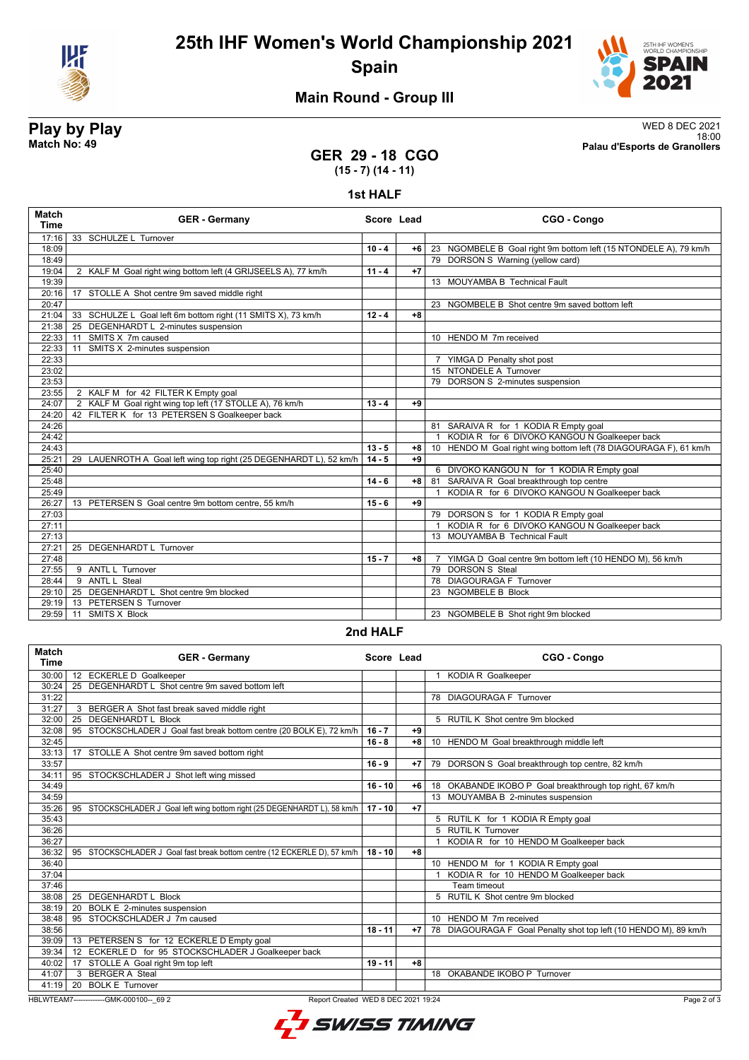# 25th IHF Women's World Championship 2021

## Spain

### Main Round - Group III

**Play by Play**
**Match No: 49**

WED 8 DEC 2021
18:00
**Palau d'Esports de Granollers**

## GER 29 - 18 CGO

**(15 - 7) (14 - 11)**

### 1st HALF

| Match Time | GER - Germany | Score | Lead | CGO - Congo |
|---|---|---|---|---|
| 17:16 | 33 SCHULZE L Turnover | | | |
| 18:09 | | 10 - 4 | +6 | 23 NGOMBELE B Goal right 9m bottom left (15 NTONDELE A), 79 km/h |
| 18:49 | | | | 79 DORSON S Warning (yellow card) |
| 19:04 | 2 KALF M Goal right wing bottom left (4 GRIJSEELS A), 77 km/h | 11 - 4 | +7 | |
| 19:39 | | | | 13 MOUYAMBA B Technical Fault |
| 20:16 | 17 STOLLE A Shot centre 9m saved middle right | | | |
| 20:47 | | | | 23 NGOMBELE B Shot centre 9m saved bottom left |
| 21:04 | 33 SCHULZE L Goal left 6m bottom right (11 SMITS X), 73 km/h | 12 - 4 | +8 | |
| 21:38 | 25 DEGENHARDT L 2-minutes suspension | | | |
| 22:33 | 11 SMITS X 7m caused | | | 10 HENDO M 7m received |
| 22:33 | 11 SMITS X 2-minutes suspension | | | |
| 22:33 | | | | 7 YIMGA D Penalty shot post |
| 23:02 | | | | 15 NTONDELE A Turnover |
| 23:53 | | | | 79 DORSON S 2-minutes suspension |
| 23:55 | 2 KALF M for 42 FILTER K Empty goal | | | |
| 24:07 | 2 KALF M Goal right wing top left (17 STOLLE A), 76 km/h | 13 - 4 | +9 | |
| 24:20 | 42 FILTER K for 13 PETERSEN S Goalkeeper back | | | |
| 24:26 | | | | 81 SARAIVA R for 1 KODIA R Empty goal |
| 24:42 | | | | 1 KODIA R for 6 DIVOKO KANGOU N Goalkeeper back |
| 24:43 | | 13 - 5 | +8 | 10 HENDO M Goal right wing bottom left (78 DIAGOURAGA F), 61 km/h |
| 25:21 | 29 LAUENROTH A Goal left wing top right (25 DEGENHARDT L), 52 km/h | 14 - 5 | +9 | |
| 25:40 | | | | 6 DIVOKO KANGOU N for 1 KODIA R Empty goal |
| 25:48 | | 14 - 6 | +8 | 81 SARAIVA R Goal breakthrough top centre |
| 25:49 | | | | 1 KODIA R for 6 DIVOKO KANGOU N Goalkeeper back |
| 26:27 | 13 PETERSEN S Goal centre 9m bottom centre, 55 km/h | 15 - 6 | +9 | |
| 27:03 | | | | 79 DORSON S for 1 KODIA R Empty goal |
| 27:11 | | | | 1 KODIA R for 6 DIVOKO KANGOU N Goalkeeper back |
| 27:13 | | | | 13 MOUYAMBA B Technical Fault |
| 27:21 | 25 DEGENHARDT L Turnover | | | |
| 27:48 | | 15 - 7 | +8 | 7 YIMGA D Goal centre 9m bottom left (10 HENDO M), 56 km/h |
| 27:55 | 9 ANTL L Turnover | | | 79 DORSON S Steal |
| 28:44 | 9 ANTL L Steal | | | 78 DIAGOURAGA F Turnover |
| 29:10 | 25 DEGENHARDT L Shot centre 9m blocked | | | 23 NGOMBELE B Block |
| 29:19 | 13 PETERSEN S Turnover | | | |
| 29:59 | 11 SMITS X Block | | | 23 NGOMBELE B Shot right 9m blocked |

### 2nd HALF

| Match Time | GER - Germany | Score | Lead | CGO - Congo |
|---|---|---|---|---|
| 30:00 | 12 ECKERLE D Goalkeeper | | | 1 KODIA R Goalkeeper |
| 30:24 | 25 DEGENHARDT L Shot centre 9m saved bottom left | | | |
| 31:22 | | | | 78 DIAGOURAGA F Turnover |
| 31:27 | 3 BERGER A Shot fast break saved middle right | | | |
| 32:00 | 25 DEGENHARDT L Block | | | 5 RUTIL K Shot centre 9m blocked |
| 32:08 | 95 STOCKSCHLADER J Goal fast break bottom centre (20 BOLK E), 72 km/h | 16 - 7 | +9 | |
| 32:45 | | 16 - 8 | +8 | 10 HENDO M Goal breakthrough middle left |
| 33:13 | 17 STOLLE A Shot centre 9m saved bottom right | | | |
| 33:57 | | 16 - 9 | +7 | 79 DORSON S Goal breakthrough top centre, 82 km/h |
| 34:11 | 95 STOCKSCHLADER J Shot left wing missed | | | |
| 34:49 | | 16 - 10 | +6 | 18 OKABANDE IKOBO P Goal breakthrough top right, 67 km/h |
| 34:59 | | | | 13 MOUYAMBA B 2-minutes suspension |
| 35:26 | 95 STOCKSCHLADER J Goal left wing bottom right (25 DEGENHARDT L), 58 km/h | 17 - 10 | +7 | |
| 35:43 | | | | 5 RUTIL K for 1 KODIA R Empty goal |
| 36:26 | | | | 5 RUTIL K Turnover |
| 36:27 | | | | 1 KODIA R for 10 HENDO M Goalkeeper back |
| 36:32 | 95 STOCKSCHLADER J Goal fast break bottom centre (12 ECKERLE D), 57 km/h | 18 - 10 | +8 | |
| 36:40 | | | | 10 HENDO M for 1 KODIA R Empty goal |
| 37:04 | | | | 1 KODIA R for 10 HENDO M Goalkeeper back |
| 37:46 | | | | Team timeout |
| 38:08 | 25 DEGENHARDT L Block | | | 5 RUTIL K Shot centre 9m blocked |
| 38:19 | 20 BOLK E 2-minutes suspension | | | |
| 38:48 | 95 STOCKSCHLADER J 7m caused | | | 10 HENDO M 7m received |
| 38:56 | | 18 - 11 | +7 | 78 DIAGOURAGA F Goal Penalty shot top left (10 HENDO M), 89 km/h |
| 39:09 | 13 PETERSEN S for 12 ECKERLE D Empty goal | | | |
| 39:34 | 12 ECKERLE D for 95 STOCKSCHLADER J Goalkeeper back | | | |
| 40:02 | 17 STOLLE A Goal right 9m top left | 19 - 11 | +8 | |
| 41:07 | 3 BERGER A Steal | | | 18 OKABANDE IKOBO P Turnover |
| 41:19 | 20 BOLK E Turnover | | | |

HBLWTEAM7-------------GMK-000100--_69 2 Report Created WED 8 DEC 2021 19:24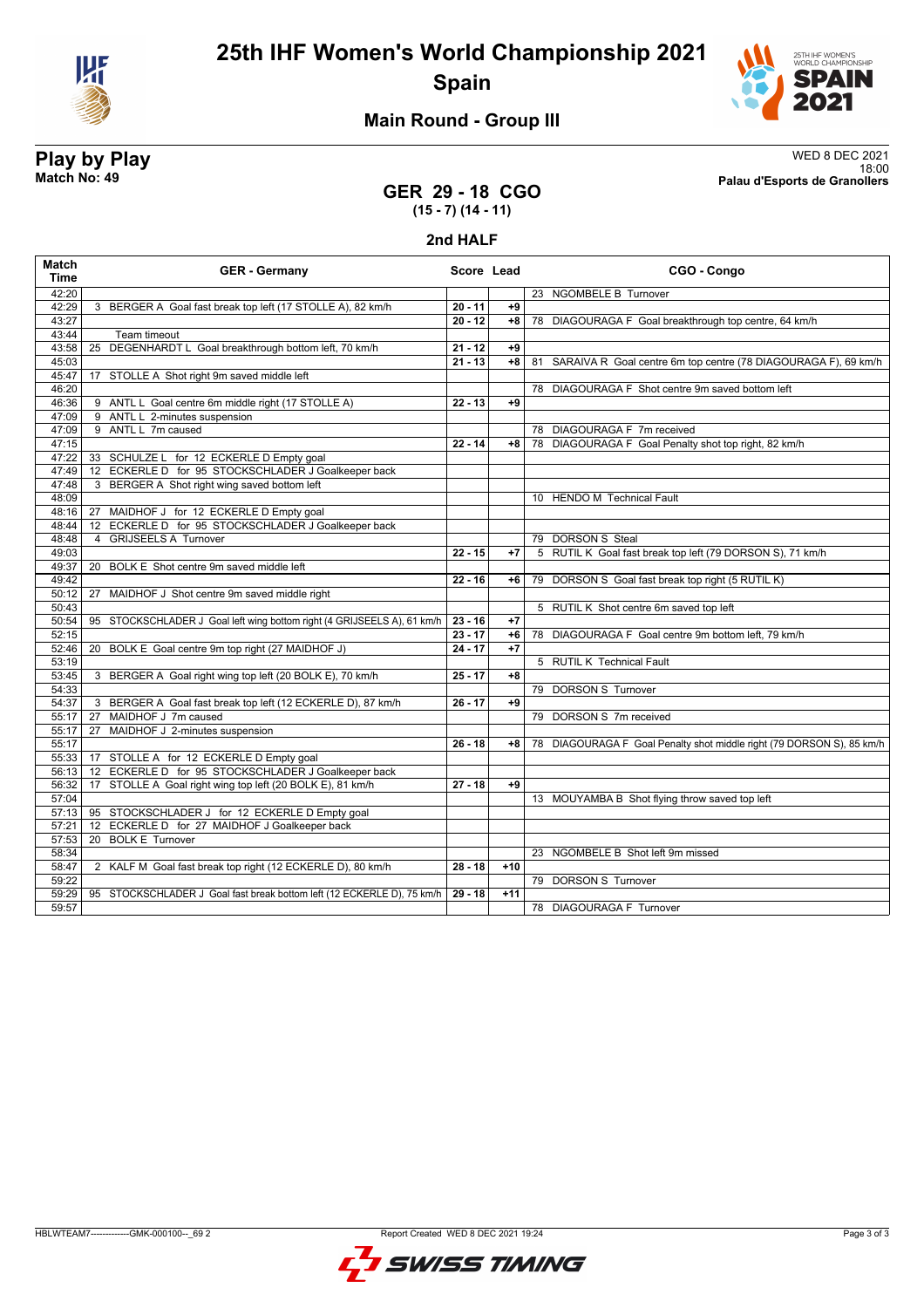# 25th IHF Women's World Championship 2021

**Spain**

## Main Round - Group III

**Play by Play**
**Match No: 49**

WED 8 DEC 2021
18:00
**Palau d'Esports de Granollers**

### GER 29 - 18 CGO
**(15 - 7) (14 - 11)**

### 2nd HALF

| Match Time | GER - Germany | Score | Lead | CGO - Congo |
|---|---|---|---|---|
| 42:20 | | | | 23 NGOMBELE B Turnover |
| 42:29 | 3 BERGER A Goal fast break top left (17 STOLLE A), 82 km/h | 20 - 11 | +9 | |
| 43:27 | | 20 - 12 | +8 | 78 DIAGOURAGA F Goal breakthrough top centre, 64 km/h |
| 43:44 | Team timeout | | | |
| 43:58 | 25 DEGENHARDT L Goal breakthrough bottom left, 70 km/h | 21 - 12 | +9 | |
| 45:03 | | 21 - 13 | +8 | 81 SARAIVA R Goal centre 6m top centre (78 DIAGOURAGA F), 69 km/h |
| 45:47 | 17 STOLLE A Shot right 9m saved middle left | | | |
| 46:20 | | | | 78 DIAGOURAGA F Shot centre 9m saved bottom left |
| 46:36 | 9 ANTL L Goal centre 6m middle right (17 STOLLE A) | 22 - 13 | +9 | |
| 47:09 | 9 ANTL L 2-minutes suspension | | | |
| 47:09 | 9 ANTL L 7m caused | | | 78 DIAGOURAGA F 7m received |
| 47:15 | | 22 - 14 | +8 | 78 DIAGOURAGA F Goal Penalty shot top right, 82 km/h |
| 47:22 | 33 SCHULZE L for 12 ECKERLE D Empty goal | | | |
| 47:49 | 12 ECKERLE D for 95 STOCKSCHLADER J Goalkeeper back | | | |
| 47:48 | 3 BERGER A Shot right wing saved bottom left | | | |
| 48:09 | | | | 10 HENDO M Technical Fault |
| 48:16 | 27 MAIDHOF J for 12 ECKERLE D Empty goal | | | |
| 48:44 | 12 ECKERLE D for 95 STOCKSCHLADER J Goalkeeper back | | | |
| 48:48 | 4 GRIJSEELS A Turnover | | | 79 DORSON S Steal |
| 49:03 | | 22 - 15 | +7 | 5 RUTIL K Goal fast break top left (79 DORSON S), 71 km/h |
| 49:37 | 20 BOLK E Shot centre 9m saved middle left | | | |
| 49:42 | | 22 - 16 | +6 | 79 DORSON S Goal fast break top right (5 RUTIL K) |
| 50:12 | 27 MAIDHOF J Shot centre 9m saved middle right | | | |
| 50:43 | | | | 5 RUTIL K Shot centre 6m saved top left |
| 50:54 | 95 STOCKSCHLADER J Goal left wing bottom right (4 GRIJSEELS A), 61 km/h | 23 - 16 | +7 | |
| 52:15 | | 23 - 17 | +6 | 78 DIAGOURAGA F Goal centre 9m bottom left, 79 km/h |
| 52:46 | 20 BOLK E Goal centre 9m top right (27 MAIDHOF J) | 24 - 17 | +7 | |
| 53:19 | | | | 5 RUTIL K Technical Fault |
| 53:45 | 3 BERGER A Goal right wing top left (20 BOLK E), 70 km/h | 25 - 17 | +8 | |
| 54:33 | | | | 79 DORSON S Turnover |
| 54:37 | 3 BERGER A Goal fast break top left (12 ECKERLE D), 87 km/h | 26 - 17 | +9 | |
| 55:17 | 27 MAIDHOF J 7m caused | | | 79 DORSON S 7m received |
| 55:17 | 27 MAIDHOF J 2-minutes suspension | | | |
| 55:17 | | 26 - 18 | +8 | 78 DIAGOURAGA F Goal Penalty shot middle right (79 DORSON S), 85 km/h |
| 55:33 | 17 STOLLE A for 12 ECKERLE D Empty goal | | | |
| 56:13 | 12 ECKERLE D for 95 STOCKSCHLADER J Goalkeeper back | | | |
| 56:32 | 17 STOLLE A Goal right wing top left (20 BOLK E), 81 km/h | 27 - 18 | +9 | |
| 57:04 | | | | 13 MOUYAMBA B Shot flying throw saved top left |
| 57:13 | 95 STOCKSCHLADER J for 12 ECKERLE D Empty goal | | | |
| 57:21 | 12 ECKERLE D for 27 MAIDHOF J Goalkeeper back | | | |
| 57:53 | 20 BOLK E Turnover | | | |
| 58:34 | | | | 23 NGOMBELE B Shot left 9m missed |
| 58:47 | 2 KALF M Goal fast break top right (12 ECKERLE D), 80 km/h | 28 - 18 | +10 | |
| 59:22 | | | | 79 DORSON S Turnover |
| 59:29 | 95 STOCKSCHLADER J Goal fast break bottom left (12 ECKERLE D), 75 km/h | 29 - 18 | +11 | |
| 59:57 | | | | 78 DIAGOURAGA F Turnover |

HBLWTEAM7--------------GMK-000100--_69 2 Report Created WED 8 DEC 2021 19:24